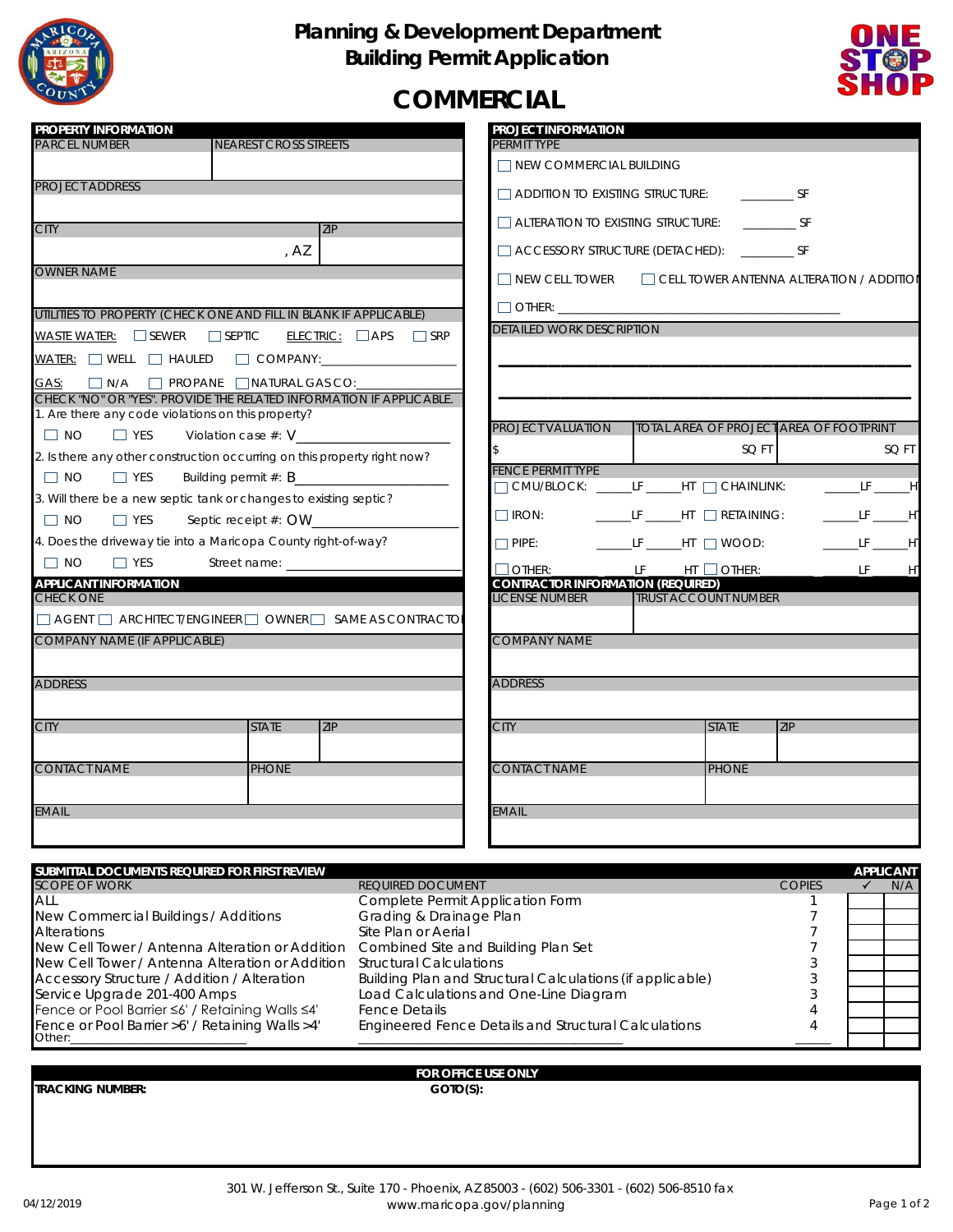# Planning & Development Department
## Building Permit Application

# COMMERCIAL

ONE STOP SHOP

## PROPERTY INFORMATION

| PARCEL NUMBER | NEAREST CROSS STREETS |
|---|---|
| | |

PROJECT ADDRESS

| CITY | ZIP |
|---|---|
| , AZ | |

OWNER NAME

UTILITIES TO PROPERTY (CHECK ONE AND FILL IN BLANK IF APPLICABLE)

WASTE WATER: ☐ SEWER ☐ SEPTIC  ELECTRIC: ☐ APS ☐ SRP

WATER: ☐ WELL ☐ HAULED ☐ COMPANY:____________________

GAS: ☐ N/A ☐ PROPANE ☐ NATURAL GAS CO:________________

CHECK "NO" OR "YES". PROVIDE THE RELATED INFORMATION IF APPLICABLE.

1. Are there any code violations on this property?
   ☐ NO ☐ YES  Violation case #: V____________________
2. Is there any other construction occurring on this property right now?
   ☐ NO ☐ YES  Building permit #: B____________________
3. Will there be a new septic tank or changes to existing septic?
   ☐ NO ☐ YES  Septic receipt #: OW____________________
4. Does the driveway tie into a Maricopa County right-of-way?
   ☐ NO ☐ YES  Street name: ____________________

## APPLICANT INFORMATION

CHECK ONE

☐ AGENT ☐ ARCHITECT/ENGINEER ☐ OWNER ☐ SAME AS CONTRACTOR

COMPANY NAME (IF APPLICABLE)

ADDRESS

| CITY | STATE | ZIP |
|---|---|---|
| | | |

| CONTACT NAME | PHONE |
|---|---|
| | |

EMAIL

## PROJECT INFORMATION

PERMIT TYPE

☐ NEW COMMERCIAL BUILDING

☐ ADDITION TO EXISTING STRUCTURE: ________ SF

☐ ALTERATION TO EXISTING STRUCTURE: ________ SF

☐ ACCESSORY STRUCTURE (DETACHED): ________ SF

☐ NEW CELL TOWER ☐ CELL TOWER ANTENNA ALTERATION / ADDITION

☐ OTHER: ____________________________________________

DETAILED WORK DESCRIPTION

______________________________________________________

______________________________________________________

| PROJECT VALUATION | TOTAL AREA OF PROJECT | AREA OF FOOTPRINT |
|---|---|---|
| $ | SQ FT | SQ FT |

FENCE PERMIT TYPE

| | | | |
|---|---|---|---|
| ☐ CMU/BLOCK: _____LF _____HT | ☐ CHAINLINK: _____LF _____HT |
| ☐ IRON: _____LF _____HT | ☐ RETAINING: _____LF _____HT |
| ☐ PIPE: _____LF _____HT | ☐ WOOD: _____LF _____HT |
| ☐ OTHER: _____LF _____HT | ☐ OTHER: _____ _____LF _____HT |

## CONTRACTOR INFORMATION (REQUIRED)

| LICENSE NUMBER | TRUST ACCOUNT NUMBER |
|---|---|
| | |

COMPANY NAME

ADDRESS

| CITY | STATE | ZIP |
|---|---|---|
| | | |

| CONTACT NAME | PHONE |
|---|---|
| | |

EMAIL

## SUBMITTAL DOCUMENTS REQUIRED FOR FIRST REVIEW

| SCOPE OF WORK | REQUIRED DOCUMENT | COPIES | APPLICANT ✓ | N/A |
|---|---|---|---|---|
| ALL | Complete Permit Application Form | 1 | | |
| New Commercial Buildings / Additions | Grading & Drainage Plan | 7 | | |
| Alterations | Site Plan or Aerial | 7 | | |
| New Cell Tower / Antenna Alteration or Addition | Combined Site and Building Plan Set | 7 | | |
| New Cell Tower / Antenna Alteration or Addition | Structural Calculations | 3 | | |
| Accessory Structure / Addition / Alteration | Building Plan and Structural Calculations (if applicable) | 3 | | |
| Service Upgrade 201-400 Amps | Load Calculations and One-Line Diagram | 3 | | |
| Fence or Pool Barrier ≤6' / Retaining Walls ≤4' | Fence Details | 4 | | |
| Fence or Pool Barrier >6' / Retaining Walls >4' | Engineered Fence Details and Structural Calculations | 4 | | |
| Other:____________________ | ____________________ | _____ | | |

## FOR OFFICE USE ONLY

**TRACKING NUMBER:**  **GOTO(S):**

301 W. Jefferson St., Suite 170 - Phoenix, AZ 85003 - (602) 506-3301 - (602) 506-8510 fax
www.maricopa.gov/planning

04/12/2019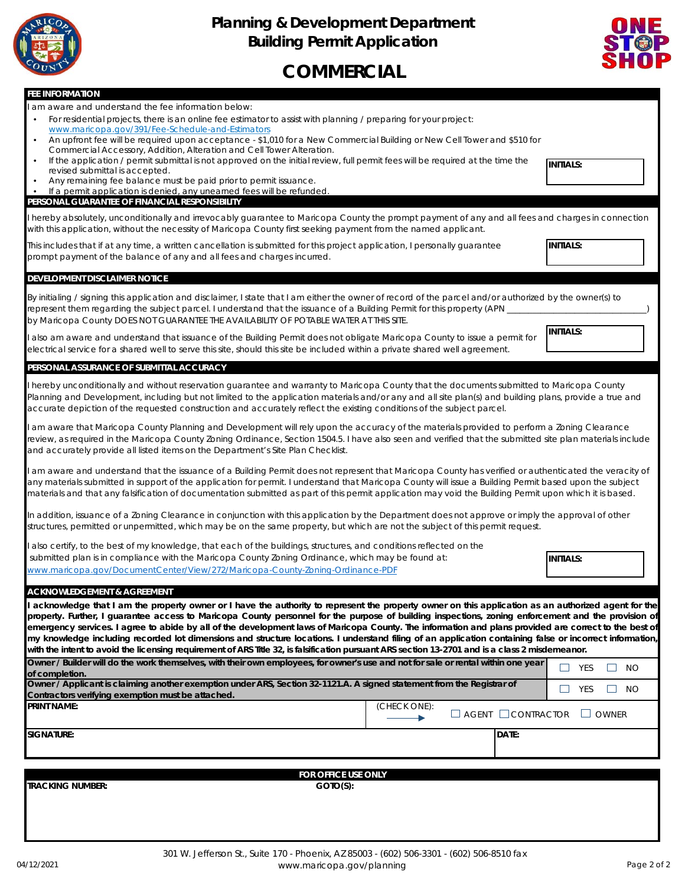# Planning & Development Department
## Building Permit Application
# COMMERCIAL

### FEE INFORMATION

I am aware and understand the fee information below:

- For residential projects, there is an online fee estimator to assist with planning / preparing for your project: www.maricopa.gov/391/Fee-Schedule-and-Estimators
- An upfront fee will be required upon acceptance - $1,010 for a New Commercial Building or New Cell Tower and $510 for Commercial Accessory, Addition, Alteration and Cell Tower Alteration.
- If the application / permit submittal is not approved on the initial review, full permit fees will be required at the time the revised submittal is accepted.
- Any remaining fee balance must be paid prior to permit issuance.
- If a permit application is denied, any unearned fees will be refunded.

**INITIALS:**

### PERSONAL GUARANTEE OF FINANCIAL RESPONSIBILITY

I hereby absolutely, unconditionally and irrevocably guarantee to Maricopa County the prompt payment of any and all fees and charges in connection with this application, without the necessity of Maricopa County first seeking payment from the named applicant.

This includes that if at any time, a written cancellation is submitted for this project application, I personally guarantee prompt payment of the balance of any and all fees and charges incurred.

**INITIALS:**

### DEVELOPMENT DISCLAIMER NOTICE

By initialing / signing this application and disclaimer, I state that I am either the owner of record of the parcel and/or authorized by the owner(s) to represent them regarding the subject parcel. I understand that the issuance of a Building Permit for this property (APN ______________________________) by Maricopa County DOES NOT GUARANTEE THE AVAILABILITY OF POTABLE WATER AT THIS SITE.

I also am aware and understand that issuance of the Building Permit does not obligate Maricopa County to issue a permit for electrical service for a shared well to serve this site, should this site be included within a private shared well agreement.

**INITIALS:**

### PERSONAL ASSURANCE OF SUBMITTAL ACCURACY

I hereby unconditionally and without reservation guarantee and warranty to Maricopa County that the documents submitted to Maricopa County Planning and Development, including but not limited to the application materials and/or any and all site plan(s) and building plans, provide a true and accurate depiction of the requested construction and accurately reflect the existing conditions of the subject parcel.

I am aware that Maricopa County Planning and Development will rely upon the accuracy of the materials provided to perform a Zoning Clearance review, as required in the Maricopa County Zoning Ordinance, Section 1504.5. I have also seen and verified that the submitted site plan materials include and accurately provide all listed items on the Department's Site Plan Checklist.

I am aware and understand that the issuance of a Building Permit does not represent that Maricopa County has verified or authenticated the veracity of any materials submitted in support of the application for permit. I understand that Maricopa County will issue a Building Permit based upon the subject materials and that any falsification of documentation submitted as part of this permit application may void the Building Permit upon which it is based.

In addition, issuance of a Zoning Clearance in conjunction with this application by the Department does not approve or imply the approval of other structures, permitted or unpermitted, which may be on the same property, but which are not the subject of this permit request.

I also certify, to the best of my knowledge, that each of the buildings, structures, and conditions reflected on the submitted plan is in compliance with the Maricopa County Zoning Ordinance, which may be found at: www.maricopa.gov/DocumentCenter/View/272/Maricopa-County-Zoning-Ordinance-PDF

**INITIALS:**

### ACKNOWLEDGEMENT & AGREEMENT

**I acknowledge that I am the property owner or I have the authority to represent the property owner on this application as an authorized agent for the property. Further, I guarantee access to Maricopa County personnel for the purpose of building inspections, zoning enforcement and the provision of emergency services. I agree to abide by all of the development laws of Maricopa County. The information and plans provided are correct to the best of my knowledge including recorded lot dimensions and structure locations. I understand filing of an application containing false or incorrect information, with the intent to avoid the licensing requirement of ARS Title 32, is falsification pursuant ARS section 13-2701 and is a class 2 misdemeanor.**

| | |
|---|---|
| **Owner / Builder will do the work themselves, with their own employees, for owner's use and not for sale or rental within one year of completion.** | ☐ YES ☐ NO |
| **Owner / Applicant is claiming another exemption under ARS, Section 32-1121.A. A signed statement from the Registrar of Contractors verifying exemption must be attached.** | ☐ YES ☐ NO |
| **PRINT NAME:** | (CHECK ONE): ☐ AGENT ☐ CONTRACTOR ☐ OWNER |
| **SIGNATURE:** | **DATE:** |

### FOR OFFICE USE ONLY

**TRACKING NUMBER:** **GOTO(S):**

301 W. Jefferson St., Suite 170 - Phoenix, AZ 85003 - (602) 506-3301 - (602) 506-8510 fax
www.maricopa.gov/planning

04/12/2021